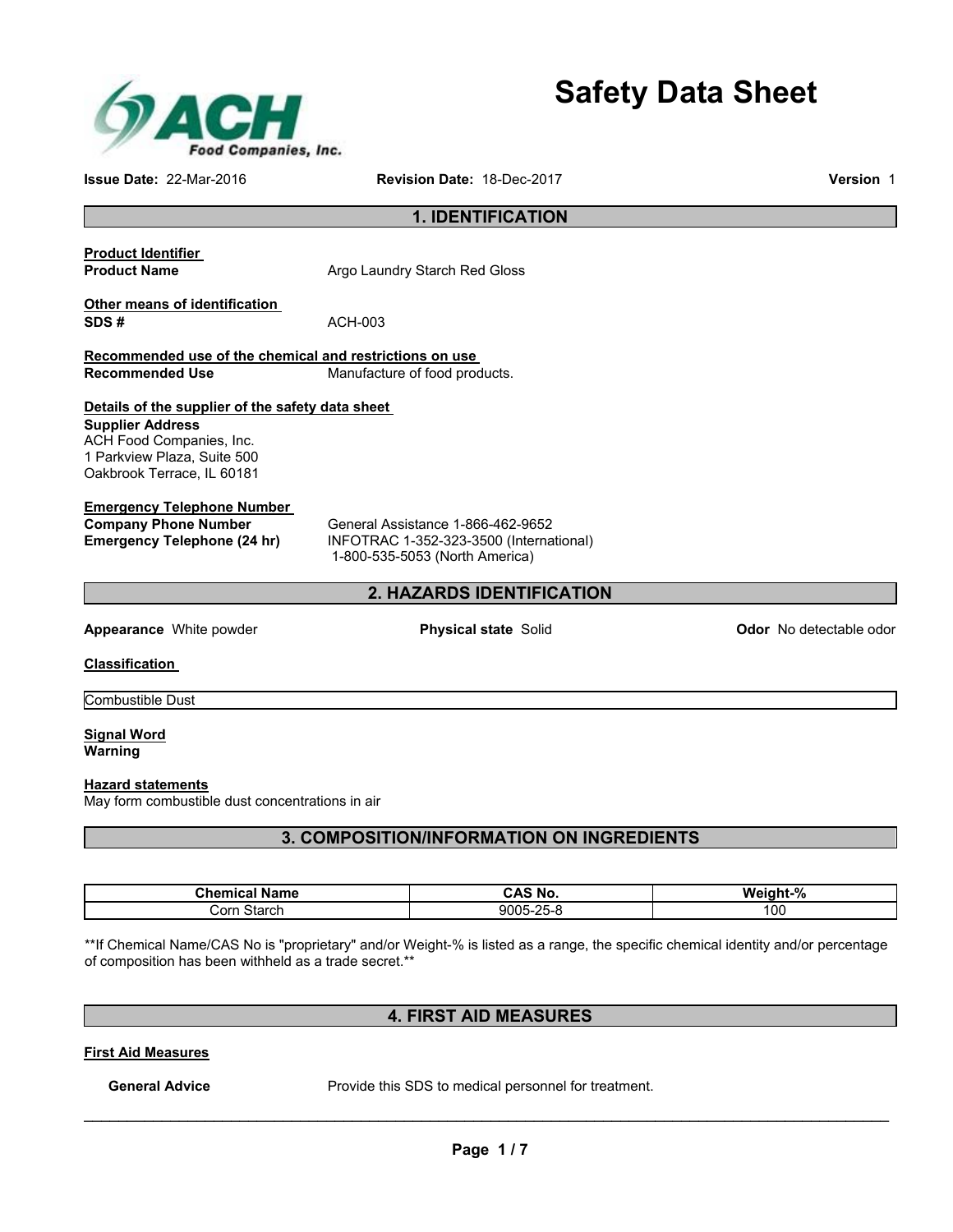# Safety Data Sheet

**Issue Date:** 22-Mar-2016 **Revision Date:** 18-Dec-2017 **Version** 1

## 1. IDENTIFICATION

**Product Identifier**

**Product Name** Argo Laundry Starch Red Gloss

**Other means of identification**

**SDS #** ACH-003

**Recommended use of the chemical and restrictions on use**

**Recommended Use** Manufacture of food products.

**Details of the supplier of the safety data sheet**

**Supplier Address**
ACH Food Companies, Inc.
1 Parkview Plaza, Suite 500
Oakbrook Terrace, IL 60181

**Emergency Telephone Number**

**Company Phone Number** General Assistance 1-866-462-9652

**Emergency Telephone (24 hr)** INFOTRAC 1-352-323-3500 (International)
1-800-535-5053 (North America)

## 2. HAZARDS IDENTIFICATION

**Appearance** White powder **Physical state** Solid **Odor** No detectable odor

**Classification**

| Combustible Dust |
|---|

**Signal Word**
**Warning**

**Hazard statements**
May form combustible dust concentrations in air

## 3. COMPOSITION/INFORMATION ON INGREDIENTS

| Chemical Name | CAS No. | Weight-% |
|---|---|---|
| Corn Starch | 9005-25-8 | 100 |

**If Chemical Name/CAS No is "proprietary" and/or Weight-% is listed as a range, the specific chemical identity and/or percentage of composition has been withheld as a trade secret.**

## 4. FIRST AID MEASURES

**First Aid Measures**

**General Advice** Provide this SDS to medical personnel for treatment.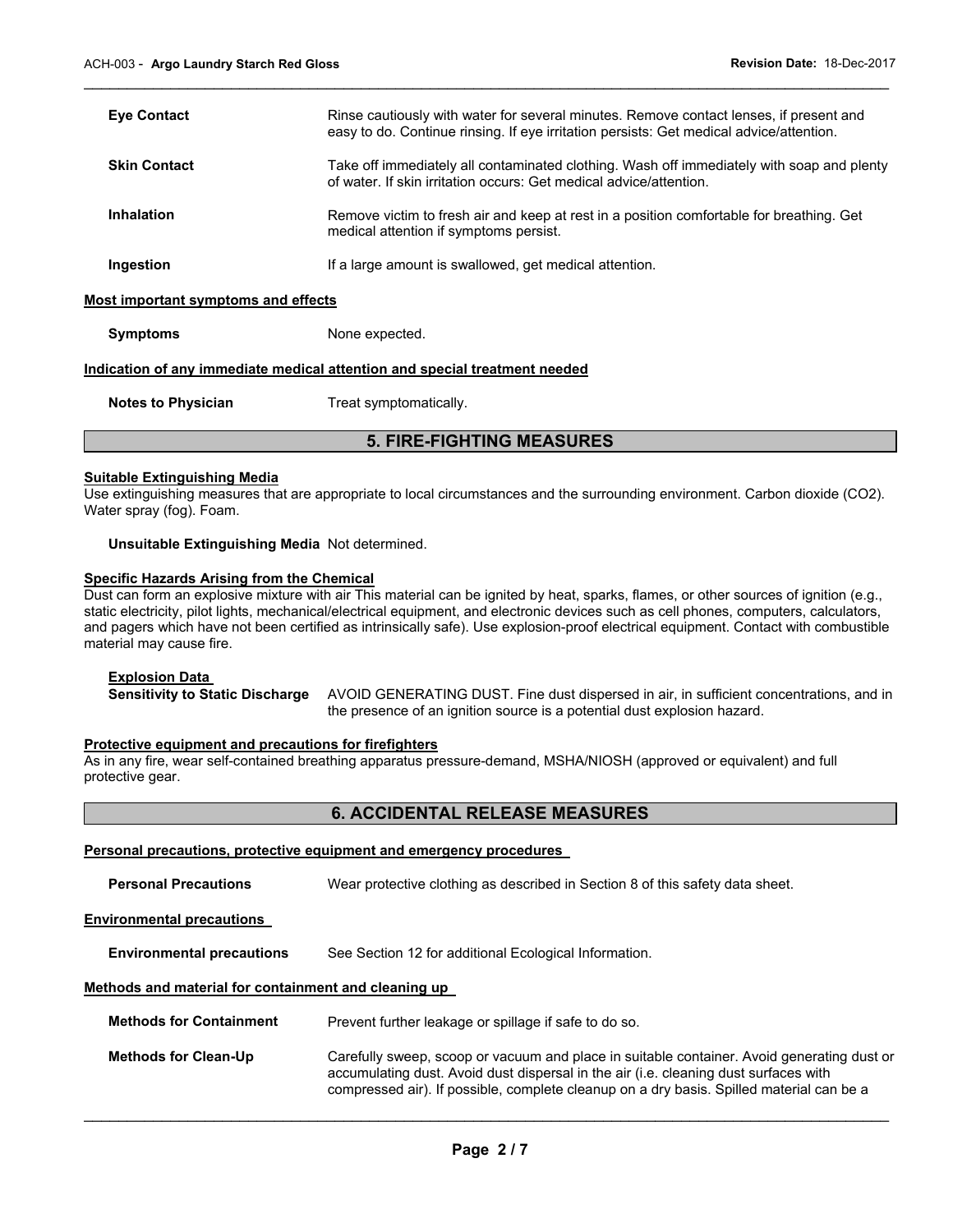**Eye Contact** Rinse cautiously with water for several minutes. Remove contact lenses, if present and easy to do. Continue rinsing. If eye irritation persists: Get medical advice/attention.

**Skin Contact** Take off immediately all contaminated clothing. Wash off immediately with soap and plenty of water. If skin irritation occurs: Get medical advice/attention.

**Inhalation** Remove victim to fresh air and keep at rest in a position comfortable for breathing. Get medical attention if symptoms persist.

**Ingestion** If a large amount is swallowed, get medical attention.

**Most important symptoms and effects**

**Symptoms** None expected.

**Indication of any immediate medical attention and special treatment needed**

**Notes to Physician** Treat symptomatically.

## 5. FIRE-FIGHTING MEASURES

**Suitable Extinguishing Media**

Use extinguishing measures that are appropriate to local circumstances and the surrounding environment. Carbon dioxide ($CO_2$). Water spray (fog). Foam.

**Unsuitable Extinguishing Media** Not determined.

**Specific Hazards Arising from the Chemical**

Dust can form an explosive mixture with air This material can be ignited by heat, sparks, flames, or other sources of ignition (e.g., static electricity, pilot lights, mechanical/electrical equipment, and electronic devices such as cell phones, computers, calculators, and pagers which have not been certified as intrinsically safe). Use explosion-proof electrical equipment. Contact with combustible material may cause fire.

**Explosion Data**

**Sensitivity to Static Discharge** AVOID GENERATING DUST. Fine dust dispersed in air, in sufficient concentrations, and in the presence of an ignition source is a potential dust explosion hazard.

**Protective equipment and precautions for firefighters**

As in any fire, wear self-contained breathing apparatus pressure-demand, MSHA/NIOSH (approved or equivalent) and full protective gear.

## 6. ACCIDENTAL RELEASE MEASURES

**Personal precautions, protective equipment and emergency procedures**

**Personal Precautions** Wear protective clothing as described in Section 8 of this safety data sheet.

**Environmental precautions**

**Environmental precautions** See Section 12 for additional Ecological Information.

**Methods and material for containment and cleaning up**

**Methods for Containment** Prevent further leakage or spillage if safe to do so.

**Methods for Clean-Up** Carefully sweep, scoop or vacuum and place in suitable container. Avoid generating dust or accumulating dust. Avoid dust dispersal in the air (i.e. cleaning dust surfaces with compressed air). If possible, complete cleanup on a dry basis. Spilled material can be a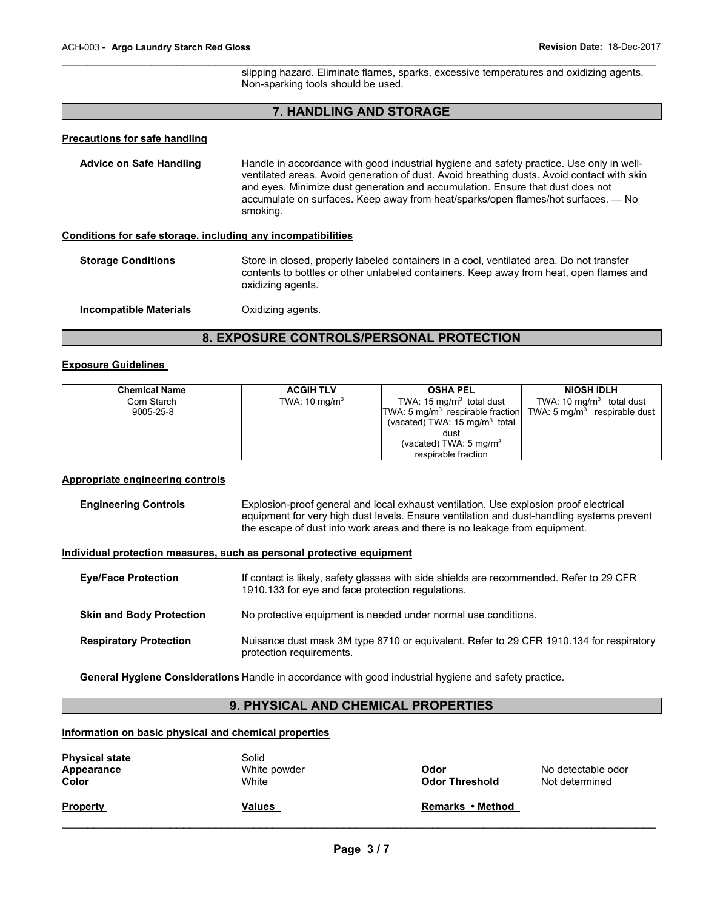slipping hazard. Eliminate flames, sparks, excessive temperatures and oxidizing agents. Non-sparking tools should be used.

## 7. HANDLING AND STORAGE

**Precautions for safe handling**

**Advice on Safe Handling** Handle in accordance with good industrial hygiene and safety practice. Use only in well-ventilated areas. Avoid generation of dust. Avoid breathing dusts. Avoid contact with skin and eyes. Minimize dust generation and accumulation. Ensure that dust does not accumulate on surfaces. Keep away from heat/sparks/open flames/hot surfaces. — No smoking.

**Conditions for safe storage, including any incompatibilities**

**Storage Conditions** Store in closed, properly labeled containers in a cool, ventilated area. Do not transfer contents to bottles or other unlabeled containers. Keep away from heat, open flames and oxidizing agents.

**Incompatible Materials** Oxidizing agents.

## 8. EXPOSURE CONTROLS/PERSONAL PROTECTION

**Exposure Guidelines**

| Chemical Name | ACGIH TLV | OSHA PEL | NIOSH IDLH |
|---|---|---|---|
| Corn Starch<br>9005-25-8 | TWA: 10 mg/m$^3$ | TWA: 15 mg/m$^3$ total dust<br>TWA: 5 mg/m$^3$ respirable fraction<br>(vacated) TWA: 15 mg/m$^3$ total dust<br>(vacated) TWA: 5 mg/m$^3$ respirable fraction | TWA: 10 mg/m$^3$ total dust<br>TWA: 5 mg/m$^3$ respirable dust |

**Appropriate engineering controls**

**Engineering Controls** Explosion-proof general and local exhaust ventilation. Use explosion proof electrical equipment for very high dust levels. Ensure ventilation and dust-handling systems prevent the escape of dust into work areas and there is no leakage from equipment.

**Individual protection measures, such as personal protective equipment**

**Eye/Face Protection** If contact is likely, safety glasses with side shields are recommended. Refer to 29 CFR 1910.133 for eye and face protection regulations.

**Skin and Body Protection** No protective equipment is needed under normal use conditions.

**Respiratory Protection** Nuisance dust mask 3M type 8710 or equivalent. Refer to 29 CFR 1910.134 for respiratory protection requirements.

**General Hygiene Considerations** Handle in accordance with good industrial hygiene and safety practice.

## 9. PHYSICAL AND CHEMICAL PROPERTIES

**Information on basic physical and chemical properties**

**Physical state** Solid
**Appearance** White powder **Odor** No detectable odor
**Color** White **Odor Threshold** Not determined

| Property | Values | Remarks • Method |
|---|---|---|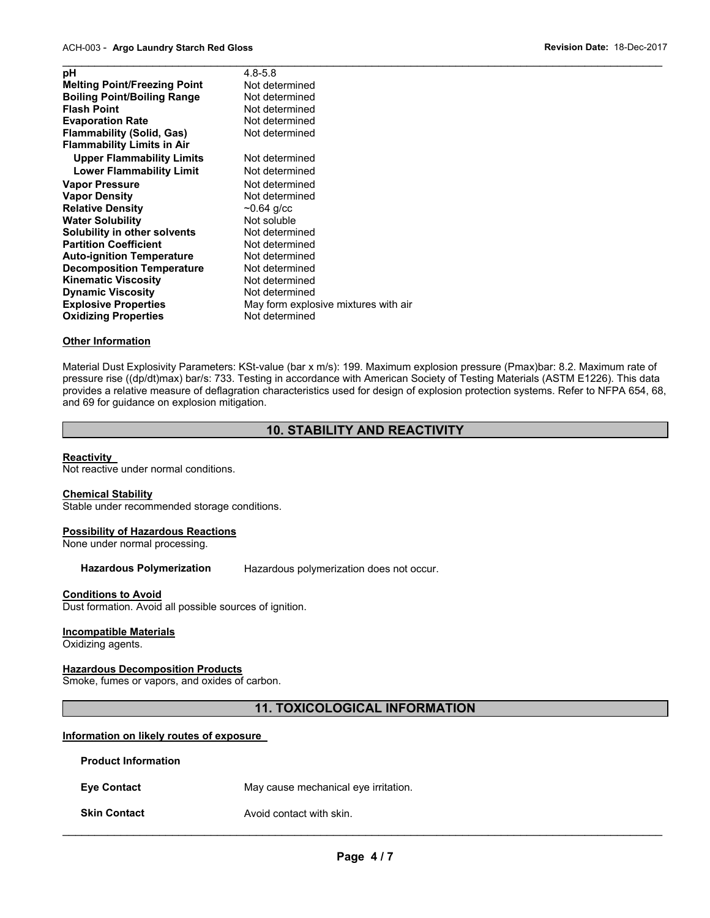| Property | Value |
|---|---|
| **pH** | 4.8-5.8 |
| **Melting Point/Freezing Point** | Not determined |
| **Boiling Point/Boiling Range** | Not determined |
| **Flash Point** | Not determined |
| **Evaporation Rate** | Not determined |
| **Flammability (Solid, Gas)** | Not determined |
| **Flammability Limits in Air** | |
| **Upper Flammability Limits** | Not determined |
| **Lower Flammability Limit** | Not determined |
| **Vapor Pressure** | Not determined |
| **Vapor Density** | Not determined |
| **Relative Density** | ~0.64 g/cc |
| **Water Solubility** | Not soluble |
| **Solubility in other solvents** | Not determined |
| **Partition Coefficient** | Not determined |
| **Auto-ignition Temperature** | Not determined |
| **Decomposition Temperature** | Not determined |
| **Kinematic Viscosity** | Not determined |
| **Dynamic Viscosity** | Not determined |
| **Explosive Properties** | May form explosive mixtures with air |
| **Oxidizing Properties** | Not determined |

**Other Information**

Material Dust Explosivity Parameters: KSt-value (bar x m/s): 199. Maximum explosion pressure (Pmax)bar: 8.2. Maximum rate of pressure rise ((dp/dt)max) bar/s: 733. Testing in accordance with American Society of Testing Materials (ASTM E1226). This data provides a relative measure of deflagration characteristics used for design of explosion protection systems. Refer to NFPA 654, 68, and 69 for guidance on explosion mitigation.

## 10. STABILITY AND REACTIVITY

**Reactivity**

Not reactive under normal conditions.

**Chemical Stability**

Stable under recommended storage conditions.

**Possibility of Hazardous Reactions**

None under normal processing.

**Hazardous Polymerization** Hazardous polymerization does not occur.

**Conditions to Avoid**

Dust formation. Avoid all possible sources of ignition.

**Incompatible Materials**

Oxidizing agents.

**Hazardous Decomposition Products**

Smoke, fumes or vapors, and oxides of carbon.

## 11. TOXICOLOGICAL INFORMATION

**Information on likely routes of exposure**

**Product Information**

**Eye Contact** May cause mechanical eye irritation.

**Skin Contact** Avoid contact with skin.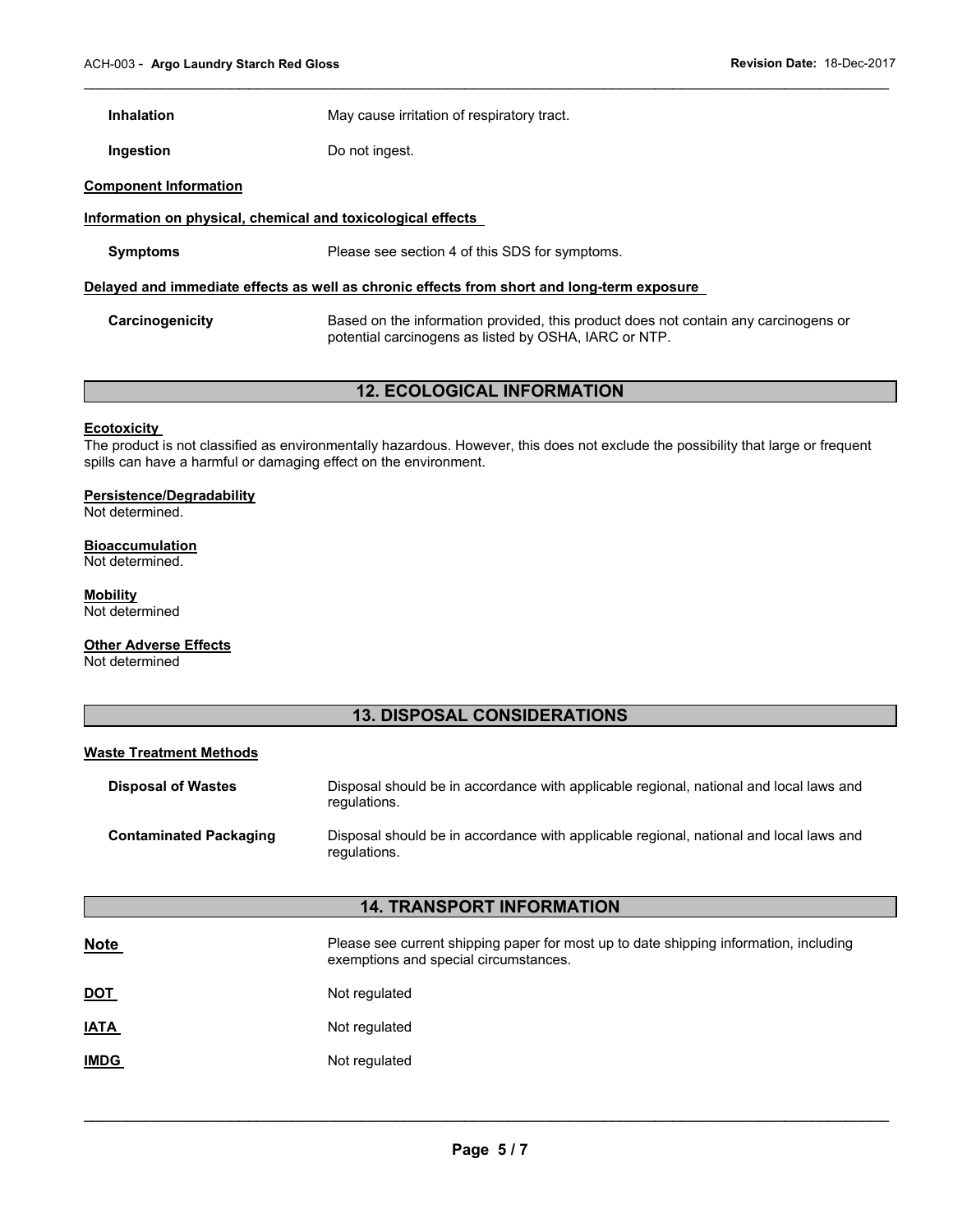**Inhalation** May cause irritation of respiratory tract.

**Ingestion** Do not ingest.

**Component Information**

**Information on physical, chemical and toxicological effects**

**Symptoms** Please see section 4 of this SDS for symptoms.

**Delayed and immediate effects as well as chronic effects from short and long-term exposure**

**Carcinogenicity** Based on the information provided, this product does not contain any carcinogens or potential carcinogens as listed by OSHA, IARC or NTP.

## 12. ECOLOGICAL INFORMATION

**Ecotoxicity**

The product is not classified as environmentally hazardous. However, this does not exclude the possibility that large or frequent spills can have a harmful or damaging effect on the environment.

**Persistence/Degradability**

Not determined.

**Bioaccumulation**

Not determined.

**Mobility**

Not determined

**Other Adverse Effects**

Not determined

## 13. DISPOSAL CONSIDERATIONS

**Waste Treatment Methods**

**Disposal of Wastes** Disposal should be in accordance with applicable regional, national and local laws and regulations.

**Contaminated Packaging** Disposal should be in accordance with applicable regional, national and local laws and regulations.

## 14. TRANSPORT INFORMATION

**Note** Please see current shipping paper for most up to date shipping information, including exemptions and special circumstances.

**DOT** Not regulated

**IATA** Not regulated

**IMDG** Not regulated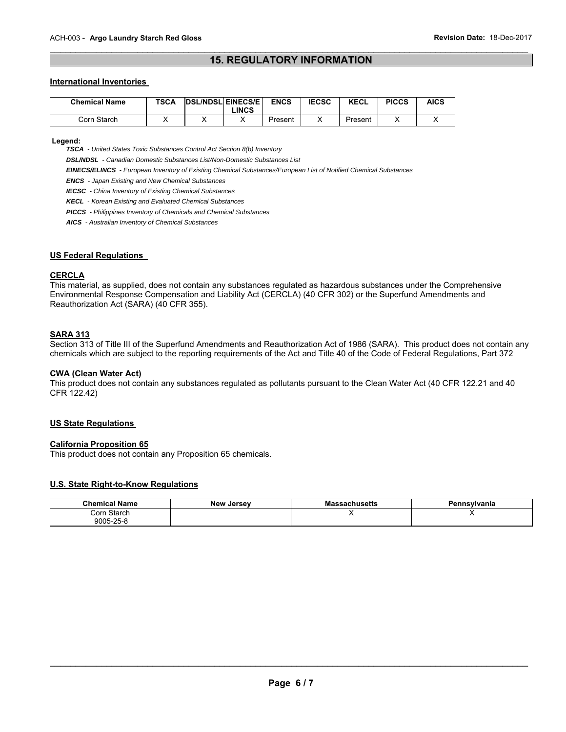## 15. REGULATORY INFORMATION

### International Inventories

| Chemical Name | TSCA | DSL/NDSL | EINECS/ELINCS | ENCS | IECSC | KECL | PICCS | AICS |
|---|---|---|---|---|---|---|---|---|
| Corn Starch | X | X | X | Present | X | Present | X | X |

**Legend:**

***TSCA*** *- United States Toxic Substances Control Act Section 8(b) Inventory*

***DSL/NDSL*** *- Canadian Domestic Substances List/Non-Domestic Substances List*

***EINECS/ELINCS*** *- European Inventory of Existing Chemical Substances/European List of Notified Chemical Substances*

***ENCS*** *- Japan Existing and New Chemical Substances*

***IECSC*** *- China Inventory of Existing Chemical Substances*

***KECL*** *- Korean Existing and Evaluated Chemical Substances*

***PICCS*** *- Philippines Inventory of Chemicals and Chemical Substances*

***AICS*** *- Australian Inventory of Chemical Substances*

### US Federal Regulations

#### CERCLA

This material, as supplied, does not contain any substances regulated as hazardous substances under the Comprehensive Environmental Response Compensation and Liability Act (CERCLA) (40 CFR 302) or the Superfund Amendments and Reauthorization Act (SARA) (40 CFR 355).

#### SARA 313

Section 313 of Title III of the Superfund Amendments and Reauthorization Act of 1986 (SARA). This product does not contain any chemicals which are subject to the reporting requirements of the Act and Title 40 of the Code of Federal Regulations, Part 372

#### CWA (Clean Water Act)

This product does not contain any substances regulated as pollutants pursuant to the Clean Water Act (40 CFR 122.21 and 40 CFR 122.42)

### US State Regulations

#### California Proposition 65

This product does not contain any Proposition 65 chemicals.

### U.S. State Right-to-Know Regulations

| Chemical Name | New Jersey | Massachusetts | Pennsylvania |
|---|---|---|---|
| Corn Starch 9005-25-8 | | X | X |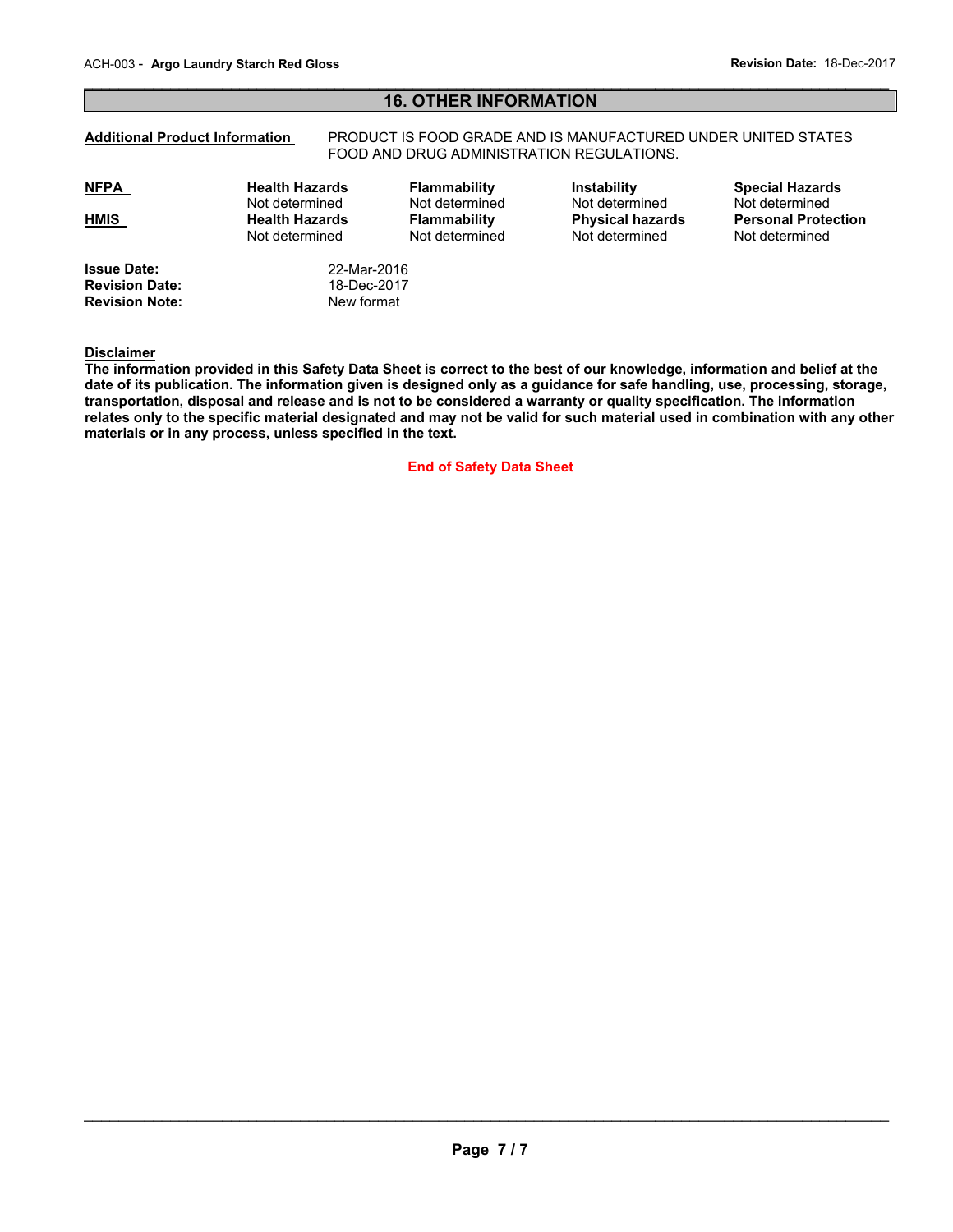## 16. OTHER INFORMATION

**Additional Product Information** PRODUCT IS FOOD GRADE AND IS MANUFACTURED UNDER UNITED STATES FOOD AND DRUG ADMINISTRATION REGULATIONS.

| | | | | |
|---|---|---|---|---|
| **NFPA** | **Health Hazards** | **Flammability** | **Instability** | **Special Hazards** |
| | Not determined | Not determined | Not determined | Not determined |
| **HMIS** | **Health Hazards** | **Flammability** | **Physical hazards** | **Personal Protection** |
| | Not determined | Not determined | Not determined | Not determined |

**Issue Date:** 22-Mar-2016
**Revision Date:** 18-Dec-2017
**Revision Note:** New format

**Disclaimer**
**The information provided in this Safety Data Sheet is correct to the best of our knowledge, information and belief at the date of its publication. The information given is designed only as a guidance for safe handling, use, processing, storage, transportation, disposal and release and is not to be considered a warranty or quality specification. The information relates only to the specific material designated and may not be valid for such material used in combination with any other materials or in any process, unless specified in the text.**

**End of Safety Data Sheet**